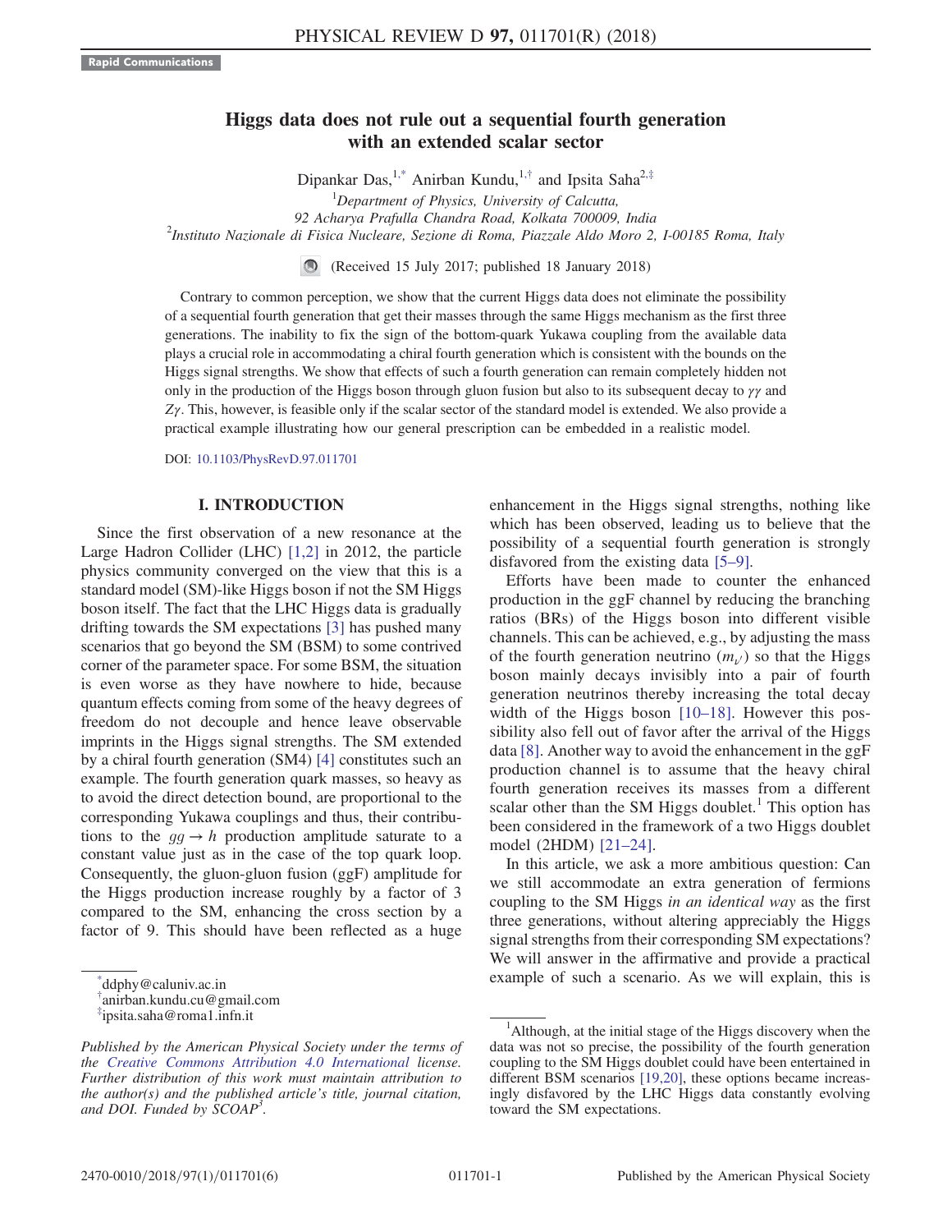Rapid Communications

# Higgs data does not rule out a sequential fourth generation with an extended scalar sector

Dipankar Das,[1,*] Anirban Kundu,[1,†] and Ipsita Saha[2,‡]

[1]Department of Physics, University of Calcutta, 92 Acharya Prafulla Chandra Road, Kolkata 700009, India

[2]Instituto Nazionale di Fisica Nucleare, Sezione di Roma, Piazzale Aldo Moro 2, I-00185 Roma, Italy

(Received 15 July 2017; published 18 January 2018)

Contrary to common perception, we show that the current Higgs data does not eliminate the possibility of a sequential fourth generation that get their masses through the same Higgs mechanism as the first three generations. The inability to fix the sign of the bottom-quark Yukawa coupling from the available data plays a crucial role in accommodating a chiral fourth generation which is consistent with the bounds on the Higgs signal strengths. We show that effects of such a fourth generation can remain completely hidden not only in the production of the Higgs boson through gluon fusion but also to its subsequent decay to $\gamma\gamma$ and $Z\gamma$. This, however, is feasible only if the scalar sector of the standard model is extended. We also provide a practical example illustrating how our general prescription can be embedded in a realistic model.

DOI: 10.1103/PhysRevD.97.011701

## I. INTRODUCTION

Since the first observation of a new resonance at the Large Hadron Collider (LHC) [1,2] in 2012, the particle physics community converged on the view that this is a standard model (SM)-like Higgs boson if not the SM Higgs boson itself. The fact that the LHC Higgs data is gradually drifting towards the SM expectations [3] has pushed many scenarios that go beyond the SM (BSM) to some contrived corner of the parameter space. For some BSM, the situation is even worse as they have nowhere to hide, because quantum effects coming from some of the heavy degrees of freedom do not decouple and hence leave observable imprints in the Higgs signal strengths. The SM extended by a chiral fourth generation (SM4) [4] constitutes such an example. The fourth generation quark masses, so heavy as to avoid the direct detection bound, are proportional to the corresponding Yukawa couplings and thus, their contributions to the $gg \to h$ production amplitude saturate to a constant value just as in the case of the top quark loop. Consequently, the gluon-gluon fusion (ggF) amplitude for the Higgs production increase roughly by a factor of 3 compared to the SM, enhancing the cross section by a factor of 9. This should have been reflected as a huge enhancement in the Higgs signal strengths, nothing like which has been observed, leading us to believe that the possibility of a sequential fourth generation is strongly disfavored from the existing data [5–9].

Efforts have been made to counter the enhanced production in the ggF channel by reducing the branching ratios (BRs) of the Higgs boson into different visible channels. This can be achieved, e.g., by adjusting the mass of the fourth generation neutrino ($m_{\nu'}$) so that the Higgs boson mainly decays invisibly into a pair of fourth generation neutrinos thereby increasing the total decay width of the Higgs boson [10–18]. However this possibility also fell out of favor after the arrival of the Higgs data [8]. Another way to avoid the enhancement in the ggF production channel is to assume that the heavy chiral fourth generation receives its masses from a different scalar other than the SM Higgs doublet.[1] This option has been considered in the framework of a two Higgs doublet model (2HDM) [21–24].

In this article, we ask a more ambitious question: Can we still accommodate an extra generation of fermions coupling to the SM Higgs *in an identical way* as the first three generations, without altering appreciably the Higgs signal strengths from their corresponding SM expectations? We will answer in the affirmative and provide a practical example of such a scenario. As we will explain, this is

---

[*]ddphy@caluniv.ac.in

[†]anirban.kundu.cu@gmail.com

[‡]ipsita.saha@roma1.infn.it

*Published by the American Physical Society under the terms of the Creative Commons Attribution 4.0 International license. Further distribution of this work must maintain attribution to the author(s) and the published article's title, journal citation, and DOI. Funded by SCOAP[3].*

[1]Although, at the initial stage of the Higgs discovery when the data was not so precise, the possibility of the fourth generation coupling to the SM Higgs doublet could have been entertained in different BSM scenarios [19,20], these options became increasingly disfavored by the LHC Higgs data constantly evolving toward the SM expectations.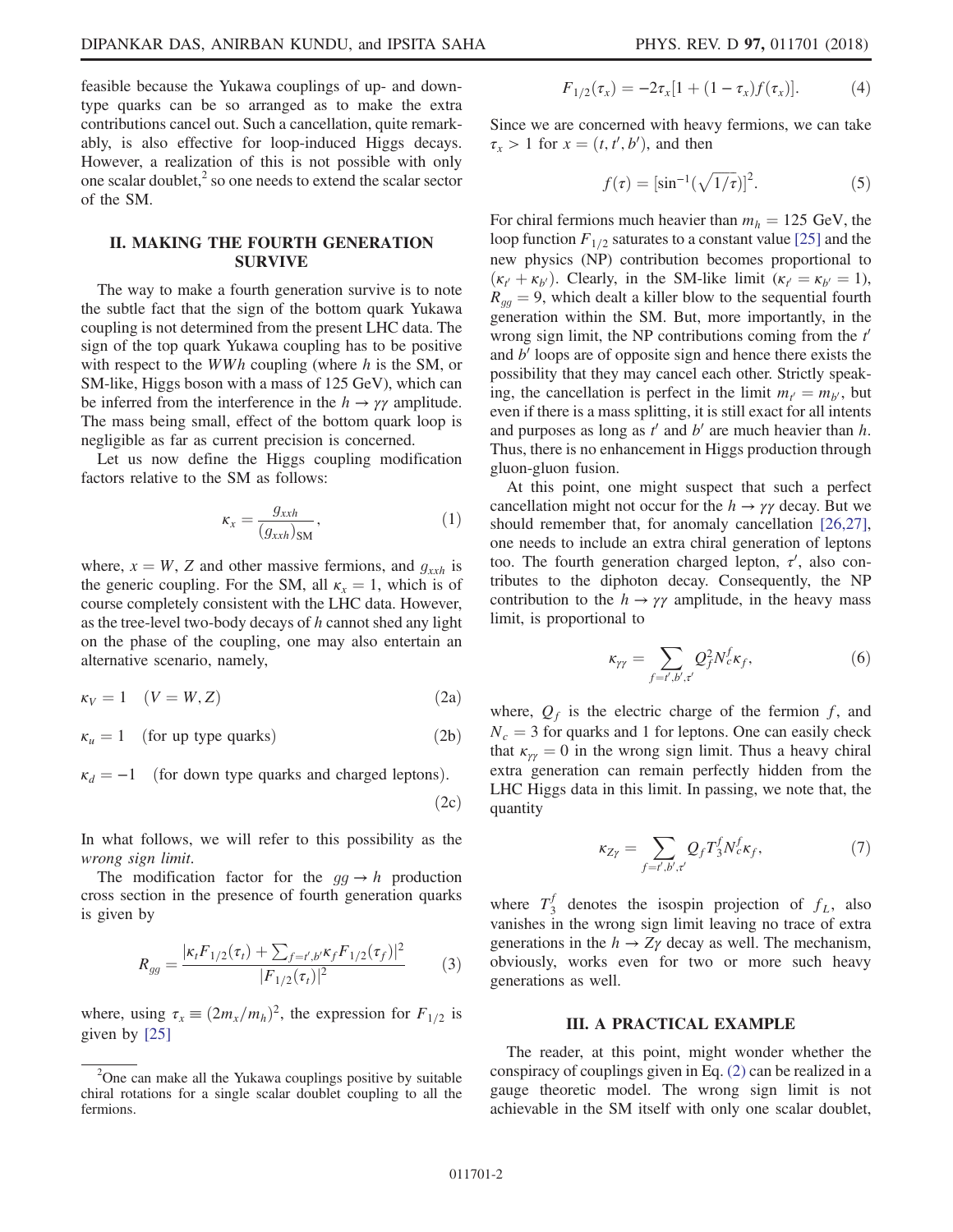feasible because the Yukawa couplings of up- and down-type quarks can be so arranged as to make the extra contributions cancel out. Such a cancellation, quite remarkably, is also effective for loop-induced Higgs decays. However, a realization of this is not possible with only one scalar doublet,[2] so one needs to extend the scalar sector of the SM.

## II. MAKING THE FOURTH GENERATION SURVIVE

The way to make a fourth generation survive is to note the subtle fact that the sign of the bottom quark Yukawa coupling is not determined from the present LHC data. The sign of the top quark Yukawa coupling has to be positive with respect to the $WWh$ coupling (where $h$ is the SM, or SM-like, Higgs boson with a mass of 125 GeV), which can be inferred from the interference in the $h \to \gamma\gamma$ amplitude. The mass being small, effect of the bottom quark loop is negligible as far as current precision is concerned.

Let us now define the Higgs coupling modification factors relative to the SM as follows:

$$\kappa_x = \frac{g_{xxh}}{(g_{xxh})_{\rm SM}}, \tag{1}$$

where, $x = W, Z$ and other massive fermions, and $g_{xxh}$ is the generic coupling. For the SM, all $\kappa_x = 1$, which is of course completely consistent with the LHC data. However, as the tree-level two-body decays of $h$ cannot shed any light on the phase of the coupling, one may also entertain an alternative scenario, namely,

$$\kappa_V = 1 \quad (V = W, Z) \tag{2a}$$

$$\kappa_u = 1 \quad \text{(for up type quarks)} \tag{2b}$$

$$\kappa_d = -1 \quad \text{(for down type quarks and charged leptons)}. \tag{2c}$$

In what follows, we will refer to this possibility as the *wrong sign limit*.

The modification factor for the $gg \to h$ production cross section in the presence of fourth generation quarks is given by

$$R_{gg} = \frac{|\kappa_t F_{1/2}(\tau_t) + \sum_{f=t',b'} \kappa_f F_{1/2}(\tau_f)|^2}{|F_{1/2}(\tau_t)|^2} \tag{3}$$

where, using $\tau_x \equiv (2m_x/m_h)^2$, the expression for $F_{1/2}$ is given by [25]

$$F_{1/2}(\tau_x) = -2\tau_x[1 + (1 - \tau_x) f(\tau_x)]. \tag{4}$$

Since we are concerned with heavy fermions, we can take $\tau_x > 1$ for $x = (t, t', b')$, and then

$$f(\tau) = [\sin^{-1}(\sqrt{1/\tau})]^2. \tag{5}$$

For chiral fermions much heavier than $m_h = 125$ GeV, the loop function $F_{1/2}$ saturates to a constant value [25] and the new physics (NP) contribution becomes proportional to $(\kappa_{t'} + \kappa_{b'})$. Clearly, in the SM-like limit ($\kappa_{t'} = \kappa_{b'} = 1$), $R_{gg} = 9$, which dealt a killer blow to the sequential fourth generation within the SM. But, more importantly, in the wrong sign limit, the NP contributions coming from the $t'$ and $b'$ loops are of opposite sign and hence there exists the possibility that they may cancel each other. Strictly speaking, the cancellation is perfect in the limit $m_{t'} = m_{b'}$, but even if there is a mass splitting, it is still exact for all intents and purposes as long as $t'$ and $b'$ are much heavier than $h$. Thus, there is no enhancement in Higgs production through gluon-gluon fusion.

At this point, one might suspect that such a perfect cancellation might not occur for the $h \to \gamma\gamma$ decay. But we should remember that, for anomaly cancellation [26,27], one needs to include an extra chiral generation of leptons too. The fourth generation charged lepton, $\tau'$, also contributes to the diphoton decay. Consequently, the NP contribution to the $h \to \gamma\gamma$ amplitude, in the heavy mass limit, is proportional to

$$\kappa_{\gamma\gamma} = \sum_{f=t',b',\tau'} Q_f^2 N_c^f \kappa_f, \tag{6}$$

where, $Q_f$ is the electric charge of the fermion $f$, and $N_c = 3$ for quarks and 1 for leptons. One can easily check that $\kappa_{\gamma\gamma} = 0$ in the wrong sign limit. Thus a heavy chiral extra generation can remain perfectly hidden from the LHC Higgs data in this limit. In passing, we note that, the quantity

$$\kappa_{Z\gamma} = \sum_{f=t',b',\tau'} Q_f T_3^f N_c^f \kappa_f, \tag{7}$$

where $T_3^f$ denotes the isospin projection of $f_L$, also vanishes in the wrong sign limit leaving no trace of extra generations in the $h \to Z\gamma$ decay as well. The mechanism, obviously, works even for two or more such heavy generations as well.

## III. A PRACTICAL EXAMPLE

The reader, at this point, might wonder whether the conspiracy of couplings given in Eq. (2) can be realized in a gauge theoretic model. The wrong sign limit is not achievable in the SM itself with only one scalar doublet,

[2]One can make all the Yukawa couplings positive by suitable chiral rotations for a single scalar doublet coupling to all the fermions.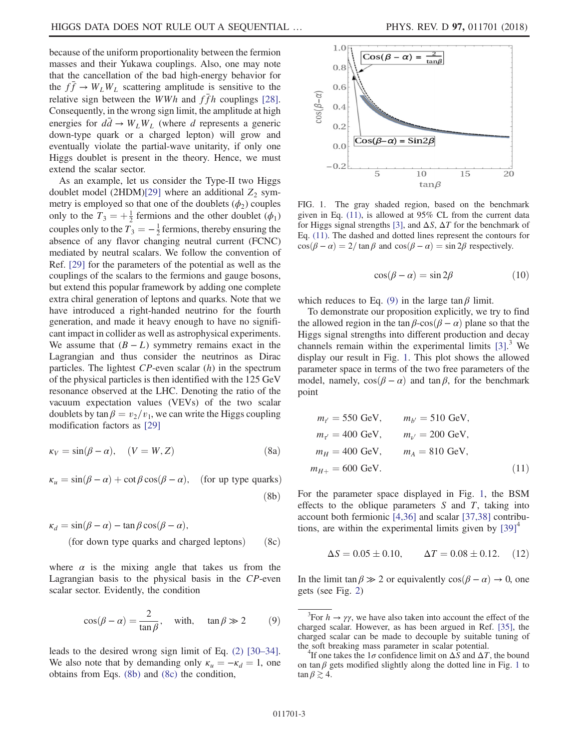because of the uniform proportionality between the fermion masses and their Yukawa couplings. Also, one may note that the cancellation of the bad high-energy behavior for the $f\bar{f} \to W_L W_L$ scattering amplitude is sensitive to the relative sign between the $WWh$ and $f\bar{f}h$ couplings [28]. Consequently, in the wrong sign limit, the amplitude at high energies for $d\bar{d} \to W_L W_L$ (where $d$ represents a generic down-type quark or a charged lepton) will grow and eventually violate the partial-wave unitarity, if only one Higgs doublet is present in the theory. Hence, we must extend the scalar sector.

As an example, let us consider the Type-II two Higgs doublet model (2HDM)[29] where an additional $Z_2$ symmetry is employed so that one of the doublets ($\phi_2$) couples only to the $T_3 = +\frac{1}{2}$ fermions and the other doublet ($\phi_1$) couples only to the $T_3 = -\frac{1}{2}$ fermions, thereby ensuring the absence of any flavor changing neutral current (FCNC) mediated by neutral scalars. We follow the convention of Ref. [29] for the parameters of the potential as well as the couplings of the scalars to the fermions and gauge bosons, but extend this popular framework by adding one complete extra chiral generation of leptons and quarks. Note that we have introduced a right-handed neutrino for the fourth generation, and made it heavy enough to have no significant impact in collider as well as astrophysical experiments. We assume that $(B - L)$ symmetry remains exact in the Lagrangian and thus consider the neutrinos as Dirac particles. The lightest $CP$-even scalar ($h$) in the spectrum of the physical particles is then identified with the 125 GeV resonance observed at the LHC. Denoting the ratio of the vacuum expectation values (VEVs) of the two scalar doublets by $\tan\beta = v_2/v_1$, we can write the Higgs coupling modification factors as [29]

$$\kappa_V = \sin(\beta - \alpha), \quad (V = W, Z) \tag{8a}$$

$$\kappa_u = \sin(\beta - \alpha) + \cot\beta \cos(\beta - \alpha), \quad \text{(for up type quarks)} \tag{8b}$$

$$\kappa_d = \sin(\beta - \alpha) - \tan\beta \cos(\beta - \alpha), \quad \text{(for down type quarks and charged leptons)} \tag{8c}$$

where $\alpha$ is the mixing angle that takes us from the Lagrangian basis to the physical basis in the $CP$-even scalar sector. Evidently, the condition

$$\cos(\beta - \alpha) = \frac{2}{\tan\beta}, \quad \text{with,} \quad \tan\beta \gg 2 \tag{9}$$

leads to the desired wrong sign limit of Eq. (2) [30–34]. We also note that by demanding only $\kappa_u = -\kappa_d = 1$, one obtains from Eqs. (8b) and (8c) the condition,

FIG. 1. The gray shaded region, based on the benchmark given in Eq. (11), is allowed at 95% CL from the current data for Higgs signal strengths [3], and $\Delta S$, $\Delta T$ for the benchmark of Eq. (11). The dashed and dotted lines represent the contours for $\cos(\beta - \alpha) = 2/\tan\beta$ and $\cos(\beta - \alpha) = \sin 2\beta$ respectively.

$$\cos(\beta - \alpha) = \sin 2\beta \tag{10}$$

which reduces to Eq. (9) in the large $\tan\beta$ limit.

To demonstrate our proposition explicitly, we try to find the allowed region in the $\tan\beta$-$\cos(\beta - \alpha)$ plane so that the Higgs signal strengths into different production and decay channels remain within the experimental limits [3].[3] We display our result in Fig. 1. This plot shows the allowed parameter space in terms of the two free parameters of the model, namely, $\cos(\beta - \alpha)$ and $\tan\beta$, for the benchmark point

$$\begin{aligned} m_{t'} &= 550 \text{ GeV}, & m_{b'} &= 510 \text{ GeV}, \\ m_{\tau'} &= 400 \text{ GeV}, & m_{\nu'} &= 200 \text{ GeV}, \\ m_H &= 400 \text{ GeV}, & m_A &= 810 \text{ GeV}, \\ m_{H^+} &= 600 \text{ GeV}. \end{aligned} \tag{11}$$

For the parameter space displayed in Fig. 1, the BSM effects to the oblique parameters $S$ and $T$, taking into account both fermionic [4,36] and scalar [37,38] contributions, are within the experimental limits given by [39][4]

$$\Delta S = 0.05 \pm 0.10, \qquad \Delta T = 0.08 \pm 0.12. \tag{12}$$

In the limit $\tan\beta \gg 2$ or equivalently $\cos(\beta - \alpha) \to 0$, one gets (see Fig. 2)

[3]For $h \to \gamma\gamma$, we have also taken into account the effect of the charged scalar. However, as has been argued in Ref. [35], the charged scalar can be made to decouple by suitable tuning of the soft breaking mass parameter in scalar potential.

[4]If one takes the $1\sigma$ confidence limit on $\Delta S$ and $\Delta T$, the bound on $\tan\beta$ gets modified slightly along the dotted line in Fig. 1 to $\tan\beta \gtrsim 4$.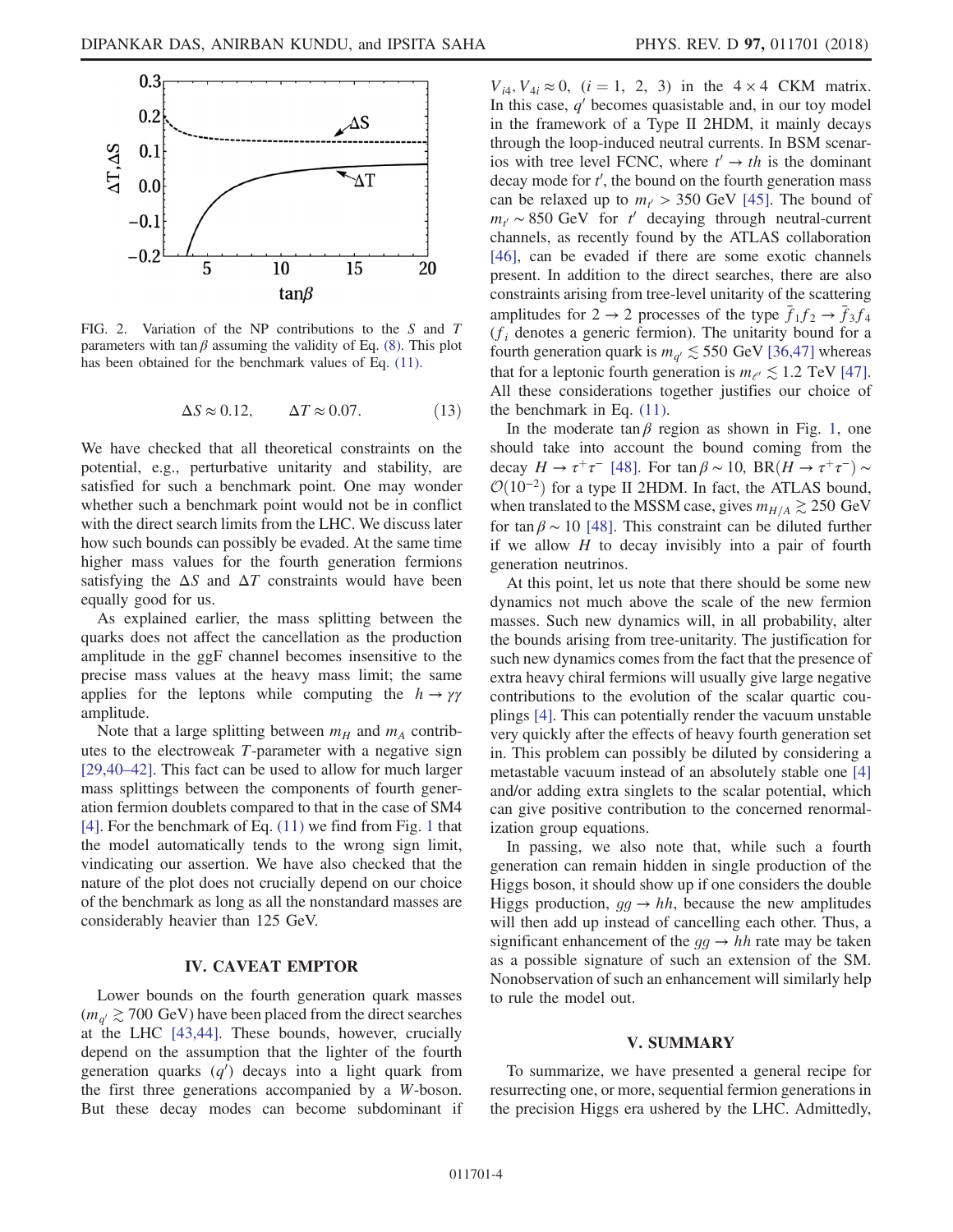FIG. 2. Variation of the NP contributions to the $S$ and $T$ parameters with $\tan\beta$ assuming the validity of Eq. (8). This plot has been obtained for the benchmark values of Eq. (11).

$$\Delta S \approx 0.12, \qquad \Delta T \approx 0.07. \tag{13}$$

We have checked that all theoretical constraints on the potential, e.g., perturbative unitarity and stability, are satisfied for such a benchmark point. One may wonder whether such a benchmark point would not be in conflict with the direct search limits from the LHC. We discuss later how such bounds can possibly be evaded. At the same time higher mass values for the fourth generation fermions satisfying the $\Delta S$ and $\Delta T$ constraints would have been equally good for us.

As explained earlier, the mass splitting between the quarks does not affect the cancellation as the production amplitude in the ggF channel becomes insensitive to the precise mass values at the heavy mass limit; the same applies for the leptons while computing the $h \to \gamma\gamma$ amplitude.

Note that a large splitting between $m_H$ and $m_A$ contributes to the electroweak $T$-parameter with a negative sign [29,40–42]. This fact can be used to allow for much larger mass splittings between the components of fourth generation fermion doublets compared to that in the case of SM4 [4]. For the benchmark of Eq. (11) we find from Fig. 1 that the model automatically tends to the wrong sign limit, vindicating our assertion. We have also checked that the nature of the plot does not crucially depend on our choice of the benchmark as long as all the nonstandard masses are considerably heavier than 125 GeV.

## IV. CAVEAT EMPTOR

Lower bounds on the fourth generation quark masses ($m_{q'} \gtrsim 700$ GeV) have been placed from the direct searches at the LHC [43,44]. These bounds, however, crucially depend on the assumption that the lighter of the fourth generation quarks ($q'$) decays into a light quark from the first three generations accompanied by a $W$-boson. But these decay modes can become subdominant if $V_{i4}, V_{4i} \approx 0$, $(i = 1,\ 2,\ 3)$ in the $4 \times 4$ CKM matrix. In this case, $q'$ becomes quasistable and, in our toy model in the framework of a Type II 2HDM, it mainly decays through the loop-induced neutral currents. In BSM scenarios with tree level FCNC, where $t' \to th$ is the dominant decay mode for $t'$, the bound on the fourth generation mass can be relaxed up to $m_{t'} > 350$ GeV [45]. The bound of $m_{t'} \sim 850$ GeV for $t'$ decaying through neutral-current channels, as recently found by the ATLAS collaboration [46], can be evaded if there are some exotic channels present. In addition to the direct searches, there are also constraints arising from tree-level unitarity of the scattering amplitudes for $2 \to 2$ processes of the type $\bar{f}_1 f_2 \to \bar{f}_3 f_4$ ($f_i$ denotes a generic fermion). The unitarity bound for a fourth generation quark is $m_{q'} \lesssim 550$ GeV [36,47] whereas that for a leptonic fourth generation is $m_{\ell'} \lesssim 1.2$ TeV [47]. All these considerations together justifies our choice of the benchmark in Eq. (11).

In the moderate $\tan\beta$ region as shown in Fig. 1, one should take into account the bound coming from the decay $H \to \tau^+\tau^-$ [48]. For $\tan\beta \sim 10$, $\mathrm{BR}(H \to \tau^+\tau^-) \sim \mathcal{O}(10^{-2})$ for a type II 2HDM. In fact, the ATLAS bound, when translated to the MSSM case, gives $m_{H/A} \gtrsim 250$ GeV for $\tan\beta \sim 10$ [48]. This constraint can be diluted further if we allow $H$ to decay invisibly into a pair of fourth generation neutrinos.

At this point, let us note that there should be some new dynamics not much above the scale of the new fermion masses. Such new dynamics will, in all probability, alter the bounds arising from tree-unitarity. The justification for such new dynamics comes from the fact that the presence of extra heavy chiral fermions will usually give large negative contributions to the evolution of the scalar quartic couplings [4]. This can potentially render the vacuum unstable very quickly after the effects of heavy fourth generation set in. This problem can possibly be diluted by considering a metastable vacuum instead of an absolutely stable one [4] and/or adding extra singlets to the scalar potential, which can give positive contribution to the concerned renormalization group equations.

In passing, we also note that, while such a fourth generation can remain hidden in single production of the Higgs boson, it should show up if one considers the double Higgs production, $gg \to hh$, because the new amplitudes will then add up instead of cancelling each other. Thus, a significant enhancement of the $gg \to hh$ rate may be taken as a possible signature of such an extension of the SM. Nonobservation of such an enhancement will similarly help to rule the model out.

## V. SUMMARY

To summarize, we have presented a general recipe for resurrecting one, or more, sequential fermion generations in the precision Higgs era ushered by the LHC. Admittedly,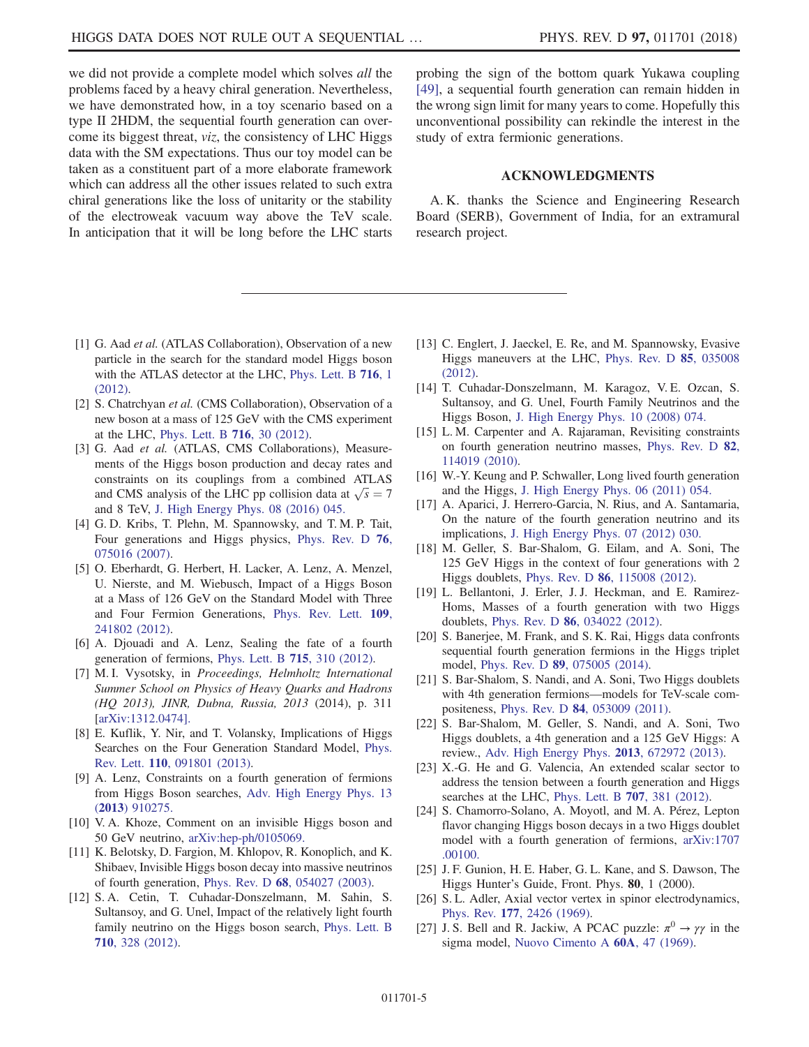we did not provide a complete model which solves *all* the problems faced by a heavy chiral generation. Nevertheless, we have demonstrated how, in a toy scenario based on a type II 2HDM, the sequential fourth generation can overcome its biggest threat, *viz*, the consistency of LHC Higgs data with the SM expectations. Thus our toy model can be taken as a constituent part of a more elaborate framework which can address all the other issues related to such extra chiral generations like the loss of unitarity or the stability of the electroweak vacuum way above the TeV scale. In anticipation that it will be long before the LHC starts probing the sign of the bottom quark Yukawa coupling [49], a sequential fourth generation can remain hidden in the wrong sign limit for many years to come. Hopefully this unconventional possibility can rekindle the interest in the study of extra fermionic generations.

## ACKNOWLEDGMENTS

A. K. thanks the Science and Engineering Research Board (SERB), Government of India, for an extramural research project.

---

[1] G. Aad *et al.* (ATLAS Collaboration), Observation of a new particle in the search for the standard model Higgs boson with the ATLAS detector at the LHC, Phys. Lett. B **716**, 1 (2012).

[2] S. Chatrchyan *et al.* (CMS Collaboration), Observation of a new boson at a mass of 125 GeV with the CMS experiment at the LHC, Phys. Lett. B **716**, 30 (2012).

[3] G. Aad *et al.* (ATLAS, CMS Collaborations), Measurements of the Higgs boson production and decay rates and constraints on its couplings from a combined ATLAS and CMS analysis of the LHC pp collision data at $\sqrt{s} = 7$ and 8 TeV, J. High Energy Phys. 08 (2016) 045.

[4] G. D. Kribs, T. Plehn, M. Spannowsky, and T. M. P. Tait, Four generations and Higgs physics, Phys. Rev. D **76**, 075016 (2007).

[5] O. Eberhardt, G. Herbert, H. Lacker, A. Lenz, A. Menzel, U. Nierste, and M. Wiebusch, Impact of a Higgs Boson at a Mass of 126 GeV on the Standard Model with Three and Four Fermion Generations, Phys. Rev. Lett. **109**, 241802 (2012).

[6] A. Djouadi and A. Lenz, Sealing the fate of a fourth generation of fermions, Phys. Lett. B **715**, 310 (2012).

[7] M. I. Vysotsky, in *Proceedings, Helmholtz International Summer School on Physics of Heavy Quarks and Hadrons (HQ 2013), JINR, Dubna, Russia, 2013* (2014), p. 311 [arXiv:1312.0474].

[8] E. Kuflik, Y. Nir, and T. Volansky, Implications of Higgs Searches on the Four Generation Standard Model, Phys. Rev. Lett. **110**, 091801 (2013).

[9] A. Lenz, Constraints on a fourth generation of fermions from Higgs Boson searches, Adv. High Energy Phys. 13 (**2013**) 910275.

[10] V. A. Khoze, Comment on an invisible Higgs boson and 50 GeV neutrino, arXiv:hep-ph/0105069.

[11] K. Belotsky, D. Fargion, M. Khlopov, R. Konoplich, and K. Shibaev, Invisible Higgs boson decay into massive neutrinos of fourth generation, Phys. Rev. D **68**, 054027 (2003).

[12] S. A. Cetin, T. Cuhadar-Donszelmann, M. Sahin, S. Sultansoy, and G. Unel, Impact of the relatively light fourth family neutrino on the Higgs boson search, Phys. Lett. B **710**, 328 (2012).

[13] C. Englert, J. Jaeckel, E. Re, and M. Spannowsky, Evasive Higgs maneuvers at the LHC, Phys. Rev. D **85**, 035008 (2012).

[14] T. Cuhadar-Donszelmann, M. Karagoz, V. E. Ozcan, S. Sultansoy, and G. Unel, Fourth Family Neutrinos and the Higgs Boson, J. High Energy Phys. 10 (2008) 074.

[15] L. M. Carpenter and A. Rajaraman, Revisiting constraints on fourth generation neutrino masses, Phys. Rev. D **82**, 114019 (2010).

[16] W.-Y. Keung and P. Schwaller, Long lived fourth generation and the Higgs, J. High Energy Phys. 06 (2011) 054.

[17] A. Aparici, J. Herrero-Garcia, N. Rius, and A. Santamaria, On the nature of the fourth generation neutrino and its implications, J. High Energy Phys. 07 (2012) 030.

[18] M. Geller, S. Bar-Shalom, G. Eilam, and A. Soni, The 125 GeV Higgs in the context of four generations with 2 Higgs doublets, Phys. Rev. D **86**, 115008 (2012).

[19] L. Bellantoni, J. Erler, J. J. Heckman, and E. Ramirez-Homs, Masses of a fourth generation with two Higgs doublets, Phys. Rev. D **86**, 034022 (2012).

[20] S. Banerjee, M. Frank, and S. K. Rai, Higgs data confronts sequential fourth generation fermions in the Higgs triplet model, Phys. Rev. D **89**, 075005 (2014).

[21] S. Bar-Shalom, S. Nandi, and A. Soni, Two Higgs doublets with 4th generation fermions—models for TeV-scale compositeness, Phys. Rev. D **84**, 053009 (2011).

[22] S. Bar-Shalom, M. Geller, S. Nandi, and A. Soni, Two Higgs doublets, a 4th generation and a 125 GeV Higgs: A review., Adv. High Energy Phys. **2013**, 672972 (2013).

[23] X.-G. He and G. Valencia, An extended scalar sector to address the tension between a fourth generation and Higgs searches at the LHC, Phys. Lett. B **707**, 381 (2012).

[24] S. Chamorro-Solano, A. Moyotl, and M. A. Pérez, Lepton flavor changing Higgs boson decays in a two Higgs doublet model with a fourth generation of fermions, arXiv:1707.00100.

[25] J. F. Gunion, H. E. Haber, G. L. Kane, and S. Dawson, The Higgs Hunter's Guide, Front. Phys. **80**, 1 (2000).

[26] S. L. Adler, Axial vector vertex in spinor electrodynamics, Phys. Rev. **177**, 2426 (1969).

[27] J. S. Bell and R. Jackiw, A PCAC puzzle: $\pi^0 \to \gamma\gamma$ in the sigma model, Nuovo Cimento A **60A**, 47 (1969).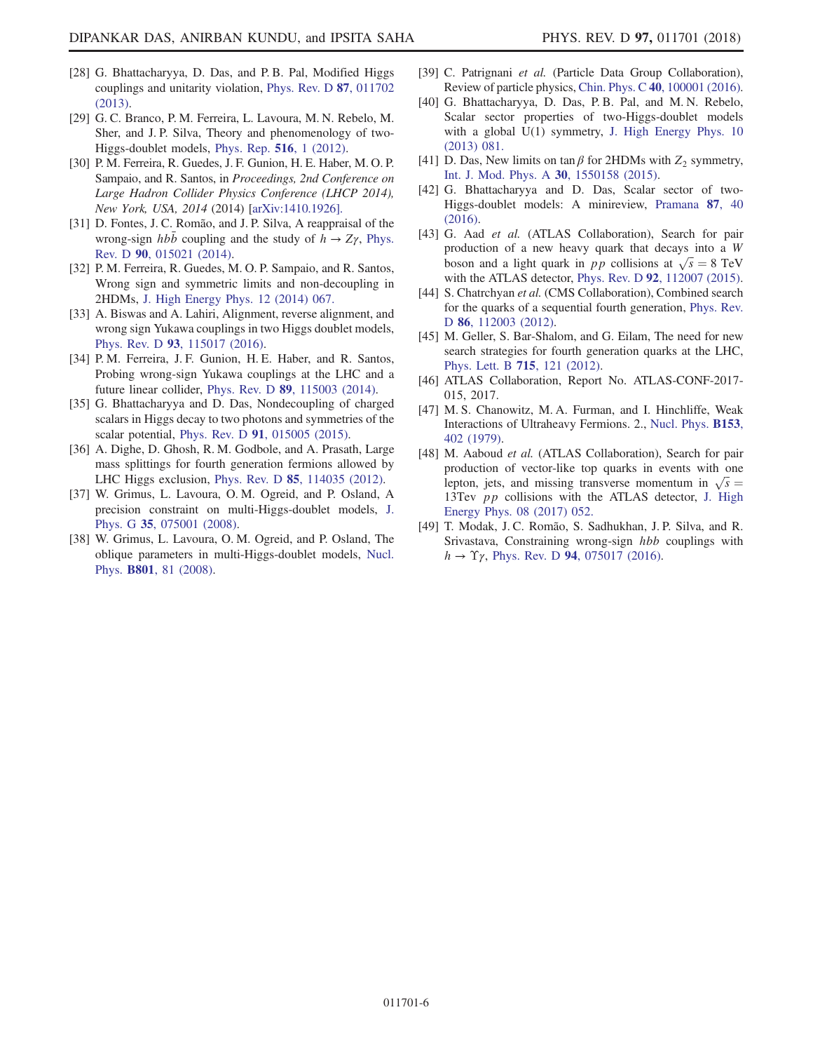[28] G. Bhattacharyya, D. Das, and P. B. Pal, Modified Higgs couplings and unitarity violation, Phys. Rev. D **87**, 011702 (2013).

[29] G. C. Branco, P. M. Ferreira, L. Lavoura, M. N. Rebelo, M. Sher, and J. P. Silva, Theory and phenomenology of two-Higgs-doublet models, Phys. Rep. **516**, 1 (2012).

[30] P. M. Ferreira, R. Guedes, J. F. Gunion, H. E. Haber, M. O. P. Sampaio, and R. Santos, in *Proceedings, 2nd Conference on Large Hadron Collider Physics Conference (LHCP 2014), New York, USA, 2014* (2014) [arXiv:1410.1926].

[31] D. Fontes, J. C. Romão, and J. P. Silva, A reappraisal of the wrong-sign $hb\bar{b}$ coupling and the study of $h \to Z\gamma$, Phys. Rev. D **90**, 015021 (2014).

[32] P. M. Ferreira, R. Guedes, M. O. P. Sampaio, and R. Santos, Wrong sign and symmetric limits and non-decoupling in 2HDMs, J. High Energy Phys. 12 (2014) 067.

[33] A. Biswas and A. Lahiri, Alignment, reverse alignment, and wrong sign Yukawa couplings in two Higgs doublet models, Phys. Rev. D **93**, 115017 (2016).

[34] P. M. Ferreira, J. F. Gunion, H. E. Haber, and R. Santos, Probing wrong-sign Yukawa couplings at the LHC and a future linear collider, Phys. Rev. D **89**, 115003 (2014).

[35] G. Bhattacharyya and D. Das, Nondecoupling of charged scalars in Higgs decay to two photons and symmetries of the scalar potential, Phys. Rev. D **91**, 015005 (2015).

[36] A. Dighe, D. Ghosh, R. M. Godbole, and A. Prasath, Large mass splittings for fourth generation fermions allowed by LHC Higgs exclusion, Phys. Rev. D **85**, 114035 (2012).

[37] W. Grimus, L. Lavoura, O. M. Ogreid, and P. Osland, A precision constraint on multi-Higgs-doublet models, J. Phys. G **35**, 075001 (2008).

[38] W. Grimus, L. Lavoura, O. M. Ogreid, and P. Osland, The oblique parameters in multi-Higgs-doublet models, Nucl. Phys. **B801**, 81 (2008).

[39] C. Patrignani *et al.* (Particle Data Group Collaboration), Review of particle physics, Chin. Phys. C **40**, 100001 (2016).

[40] G. Bhattacharyya, D. Das, P. B. Pal, and M. N. Rebelo, Scalar sector properties of two-Higgs-doublet models with a global U(1) symmetry, J. High Energy Phys. 10 (2013) 081.

[41] D. Das, New limits on $\tan\beta$ for 2HDMs with $Z_2$ symmetry, Int. J. Mod. Phys. A **30**, 1550158 (2015).

[42] G. Bhattacharyya and D. Das, Scalar sector of two-Higgs-doublet models: A minireview, Pramana **87**, 40 (2016).

[43] G. Aad *et al.* (ATLAS Collaboration), Search for pair production of a new heavy quark that decays into a $W$ boson and a light quark in $pp$ collisions at $\sqrt{s} = 8$ TeV with the ATLAS detector, Phys. Rev. D **92**, 112007 (2015).

[44] S. Chatrchyan *et al.* (CMS Collaboration), Combined search for the quarks of a sequential fourth generation, Phys. Rev. D **86**, 112003 (2012).

[45] M. Geller, S. Bar-Shalom, and G. Eilam, The need for new search strategies for fourth generation quarks at the LHC, Phys. Lett. B **715**, 121 (2012).

[46] ATLAS Collaboration, Report No. ATLAS-CONF-2017-015, 2017.

[47] M. S. Chanowitz, M. A. Furman, and I. Hinchliffe, Weak Interactions of Ultraheavy Fermions. 2., Nucl. Phys. **B153**, 402 (1979).

[48] M. Aaboud *et al.* (ATLAS Collaboration), Search for pair production of vector-like top quarks in events with one lepton, jets, and missing transverse momentum in $\sqrt{s} =$ 13Tev $pp$ collisions with the ATLAS detector, J. High Energy Phys. 08 (2017) 052.

[49] T. Modak, J. C. Romão, S. Sadhukhan, J. P. Silva, and R. Srivastava, Constraining wrong-sign $hbb$ couplings with $h \to \Upsilon\gamma$, Phys. Rev. D **94**, 075017 (2016).